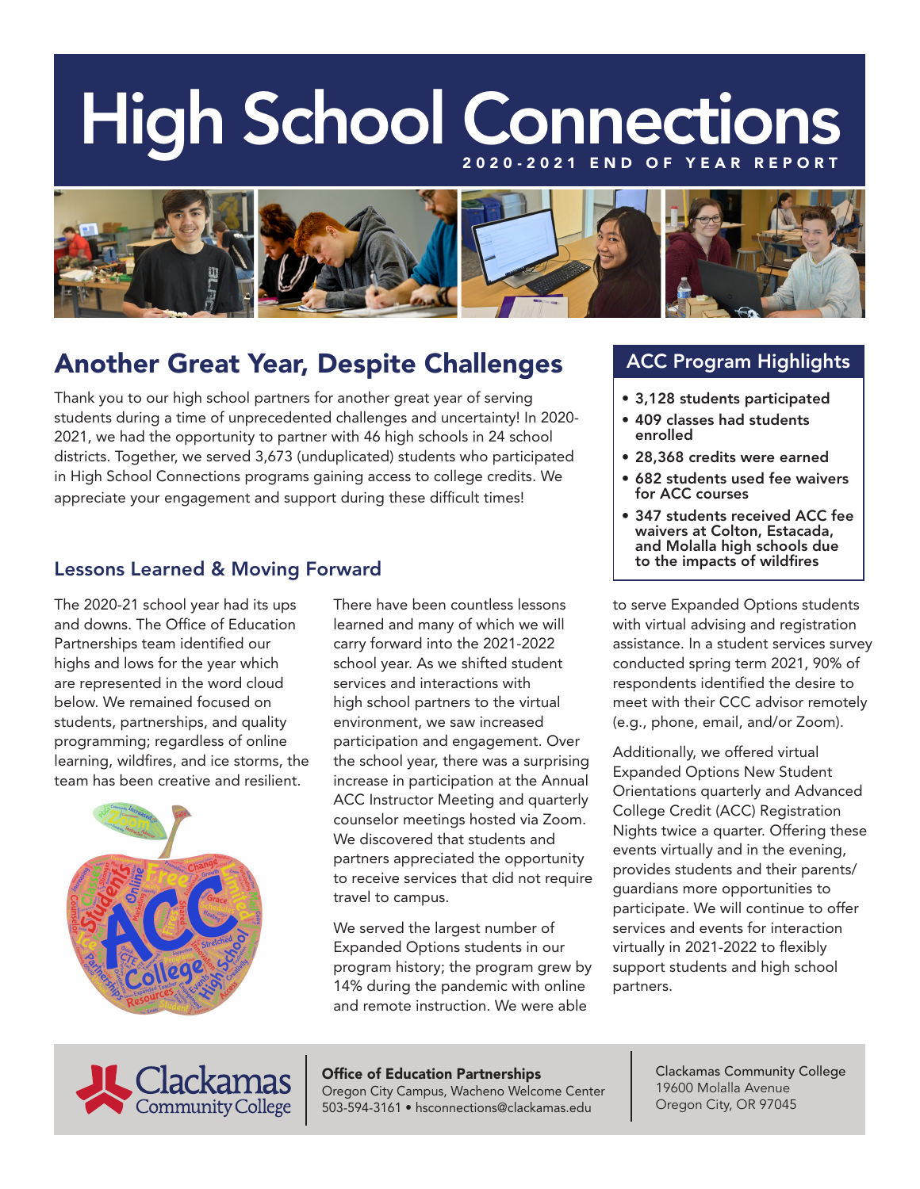# High School Connections

2020-2021 END OF YEAR REPORT

## Another Great Year, Despite Challenges

Thank you to our high school partners for another great year of serving students during a time of unprecedented challenges and uncertainty! In 2020-2021, we had the opportunity to partner with 46 high schools in 24 school districts. Together, we served 3,673 (unduplicated) students who participated in High School Connections programs gaining access to college credits. We appreciate your engagement and support during these difficult times!

### ACC Program Highlights

- **3,128 students participated**
- **409 classes had students enrolled**
- **28,368 credits were earned**
- **682 students used fee waivers for ACC courses**
- **347 students received ACC fee waivers at Colton, Estacada, and Molalla high schools due to the impacts of wildfires**

### Lessons Learned & Moving Forward

The 2020-21 school year had its ups and downs. The Office of Education Partnerships team identified our highs and lows for the year which are represented in the word cloud below. We remained focused on students, partnerships, and quality programming; regardless of online learning, wildfires, and ice storms, the team has been creative and resilient.

There have been countless lessons learned and many of which we will carry forward into the 2021-2022 school year. As we shifted student services and interactions with high school partners to the virtual environment, we saw increased participation and engagement. Over the school year, there was a surprising increase in participation at the Annual ACC Instructor Meeting and quarterly counselor meetings hosted via Zoom. We discovered that students and partners appreciated the opportunity to receive services that did not require travel to campus.

We served the largest number of Expanded Options students in our program history; the program grew by 14% during the pandemic with online and remote instruction. We were able to serve Expanded Options students with virtual advising and registration assistance. In a student services survey conducted spring term 2021, 90% of respondents identified the desire to meet with their CCC advisor remotely (e.g., phone, email, and/or Zoom).

Additionally, we offered virtual Expanded Options New Student Orientations quarterly and Advanced College Credit (ACC) Registration Nights twice a quarter. Offering these events virtually and in the evening, provides students and their parents/guardians more opportunities to participate. We will continue to offer services and events for interaction virtually in 2021-2022 to flexibly support students and high school partners.

Clackamas Community College

**Office of Education Partnerships**
Oregon City Campus, Wacheno Welcome Center
503-594-3161 • hsconnections@clackamas.edu

Clackamas Community College
19600 Molalla Avenue
Oregon City, OR 97045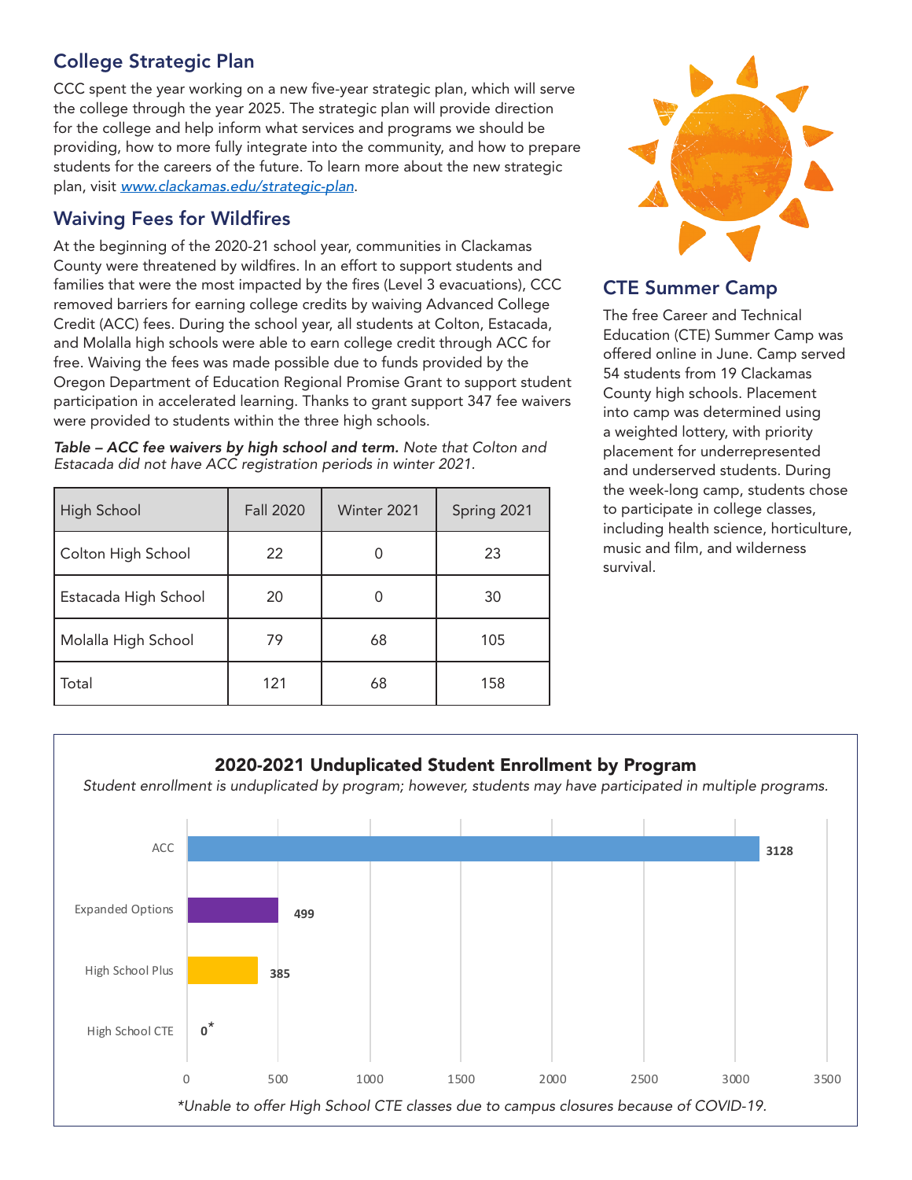## College Strategic Plan

CCC spent the year working on a new five-year strategic plan, which will serve the college through the year 2025. The strategic plan will provide direction for the college and help inform what services and programs we should be providing, how to more fully integrate into the community, and how to prepare students for the careers of the future. To learn more about the new strategic plan, visit [www.clackamas.edu/strategic-plan](www.clackamas.edu/strategic-plan).

## Waiving Fees for Wildfires

At the beginning of the 2020-21 school year, communities in Clackamas County were threatened by wildfires. In an effort to support students and families that were the most impacted by the fires (Level 3 evacuations), CCC removed barriers for earning college credits by waiving Advanced College Credit (ACC) fees. During the school year, all students at Colton, Estacada, and Molalla high schools were able to earn college credit through ACC for free. Waiving the fees was made possible due to funds provided by the Oregon Department of Education Regional Promise Grant to support student participation in accelerated learning. Thanks to grant support 347 fee waivers were provided to students within the three high schools.

***Table – ACC fee waivers by high school and term.*** *Note that Colton and Estacada did not have ACC registration periods in winter 2021.*

| High School | Fall 2020 | Winter 2021 | Spring 2021 |
|---|---|---|---|
| Colton High School | 22 | 0 | 23 |
| Estacada High School | 20 | 0 | 30 |
| Molalla High School | 79 | 68 | 105 |
| Total | 121 | 68 | 158 |

## CTE Summer Camp

The free Career and Technical Education (CTE) Summer Camp was offered online in June. Camp served 54 students from 19 Clackamas County high schools. Placement into camp was determined using a weighted lottery, with priority placement for underrepresented and underserved students. During the week-long camp, students chose to participate in college classes, including health science, horticulture, music and film, and wilderness survival.

**2020-2021 Unduplicated Student Enrollment by Program**

*Student enrollment is unduplicated by program; however, students may have participated in multiple programs.*

ACC 3128

Expanded Options 499

High School Plus 385

High School CTE 0*

0 500 1000 1500 2000 2500 3000 3500

*\*Unable to offer High School CTE classes due to campus closures because of COVID-19.*